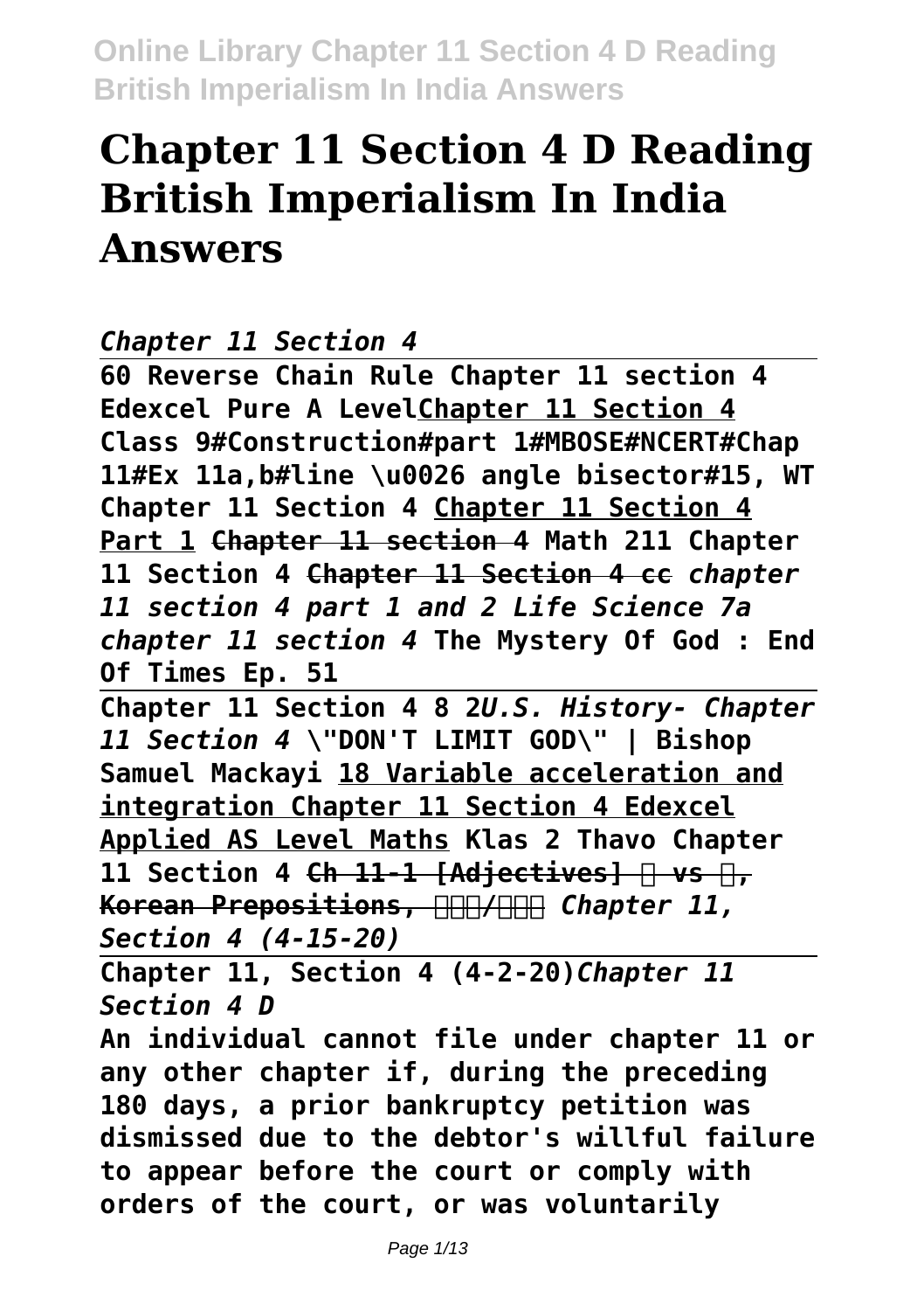# Chapter 11 Section 4 D Reading British Imperialism In India Answers

*Chapter 11 Section 4*

**60 Reverse Chain Rule Chapter 11 section 4 Edexcel Pure A Level** **Chapter 11 Section 4** **Class 9#Construction#part 1#MBOSE#NCERT#Chap 11#Ex 11a,b#line \u0026 angle bisector#15, WT** **Chapter 11 Section 4** **Chapter 11 Section 4 Part 1** **Chapter 11 section 4** **Math 211 Chapter 11 Section 4** **Chapter 11 Section 4 cc** *chapter 11 section 4 part 1 and 2* *Life Science 7a chapter 11 section 4* **The Mystery Of God : End Of Times Ep. 51**

**Chapter 11 Section 4 8 2** *U.S. History- Chapter 11 Section 4* **\"DON'T LIMIT GOD\" | Bishop Samuel Mackayi** **18 Variable acceleration and integration Chapter 11 Section 4 Edexcel Applied AS Level Maths** **Klas 2 Thavo Chapter 11 Section 4** **Ch 11-1 [Adjectives] 이 vs 가, Korean Prepositions, 에서/부터** *Chapter 11, Section 4 (4-15-20)*

**Chapter 11, Section 4 (4-2-20)** *Chapter 11 Section 4 D*

**An individual cannot file under chapter 11 or any other chapter if, during the preceding 180 days, a prior bankruptcy petition was dismissed due to the debtor's willful failure to appear before the court or comply with orders of the court, or was voluntarily**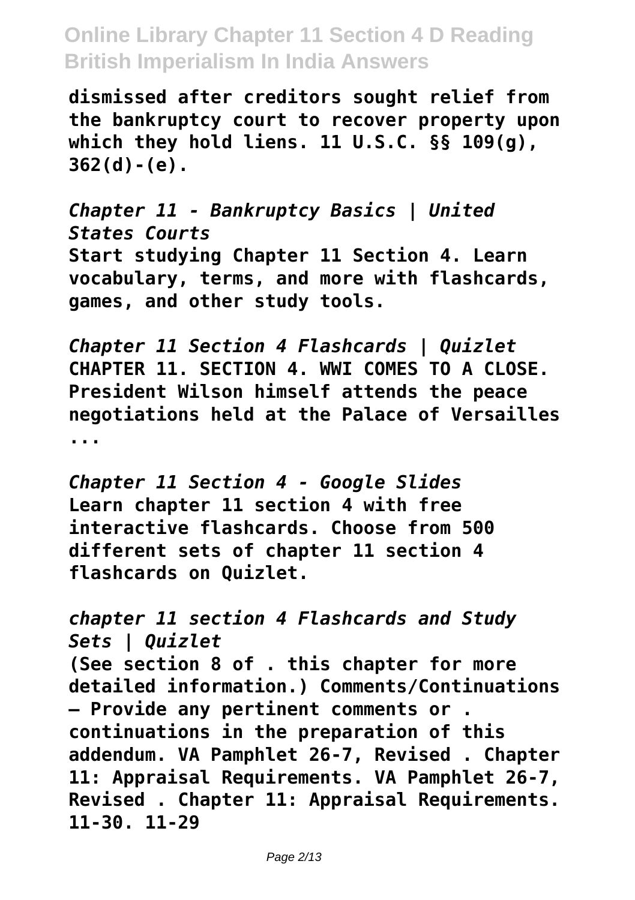**dismissed after creditors sought relief from the bankruptcy court to recover property upon which they hold liens. 11 U.S.C. §§ 109(g), 362(d)-(e).**

*Chapter 11 - Bankruptcy Basics | United States Courts*

**Start studying Chapter 11 Section 4. Learn vocabulary, terms, and more with flashcards, games, and other study tools.**

*Chapter 11 Section 4 Flashcards | Quizlet*

**CHAPTER 11. SECTION 4. WWI COMES TO A CLOSE. President Wilson himself attends the peace negotiations held at the Palace of Versailles ...**

*Chapter 11 Section 4 - Google Slides*

**Learn chapter 11 section 4 with free interactive flashcards. Choose from 500 different sets of chapter 11 section 4 flashcards on Quizlet.**

*chapter 11 section 4 Flashcards and Study Sets | Quizlet*

**(See section 8 of . this chapter for more detailed information.) Comments/Continuations – Provide any pertinent comments or . continuations in the preparation of this addendum. VA Pamphlet 26-7, Revised . Chapter 11: Appraisal Requirements. VA Pamphlet 26-7, Revised . Chapter 11: Appraisal Requirements. 11-30. 11-29**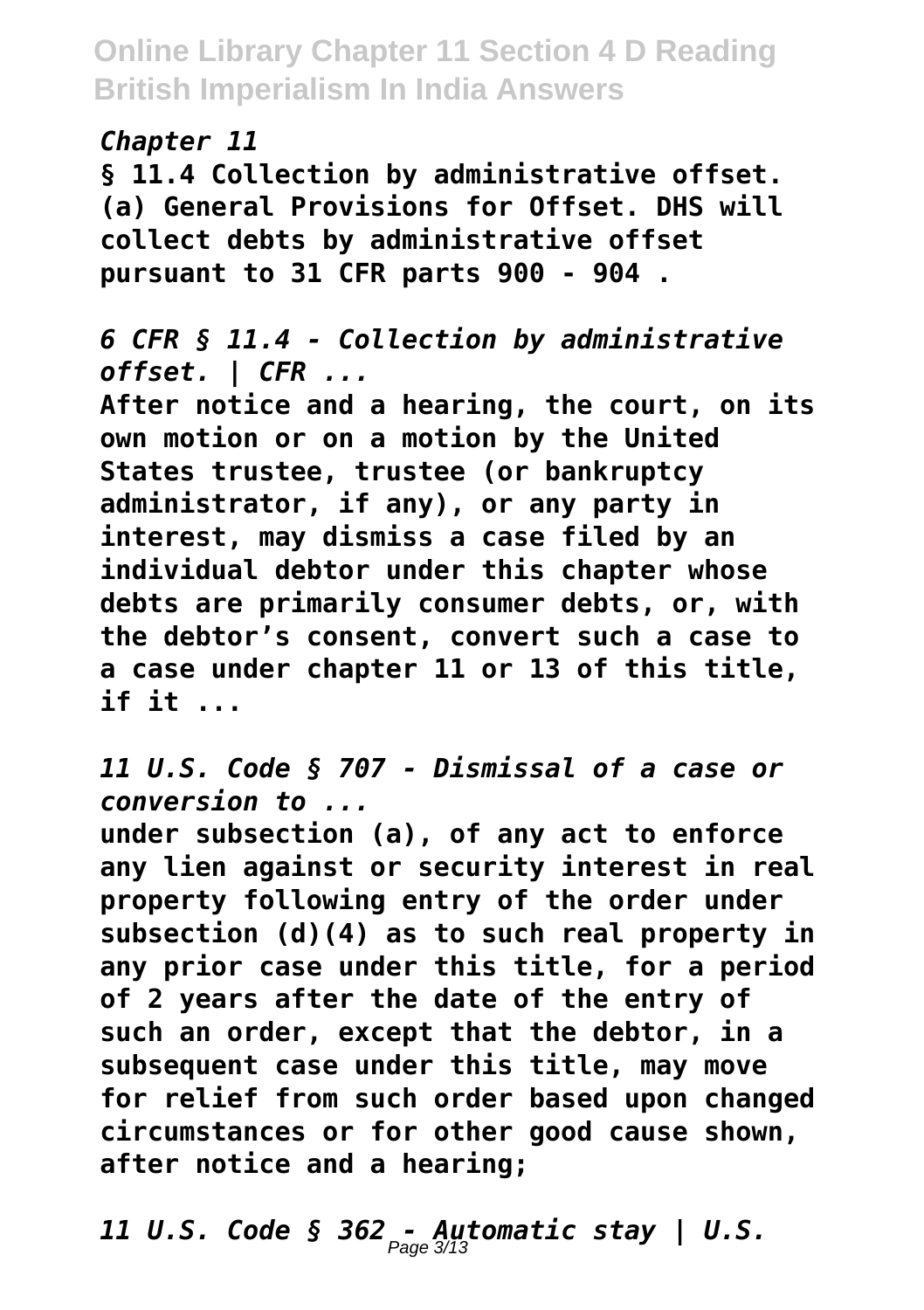*Chapter 11*

**§ 11.4 Collection by administrative offset. (a) General Provisions for Offset. DHS will collect debts by administrative offset pursuant to 31 CFR parts 900 - 904 .**

*6 CFR § 11.4 - Collection by administrative offset. | CFR ...*

**After notice and a hearing, the court, on its own motion or on a motion by the United States trustee, trustee (or bankruptcy administrator, if any), or any party in interest, may dismiss a case filed by an individual debtor under this chapter whose debts are primarily consumer debts, or, with the debtor's consent, convert such a case to a case under chapter 11 or 13 of this title, if it ...**

*11 U.S. Code § 707 - Dismissal of a case or conversion to ...*

**under subsection (a), of any act to enforce any lien against or security interest in real property following entry of the order under subsection (d)(4) as to such real property in any prior case under this title, for a period of 2 years after the date of the entry of such an order, except that the debtor, in a subsequent case under this title, may move for relief from such order based upon changed circumstances or for other good cause shown, after notice and a hearing;**

*11 U.S. Code § 362 - Automatic stay | U.S.*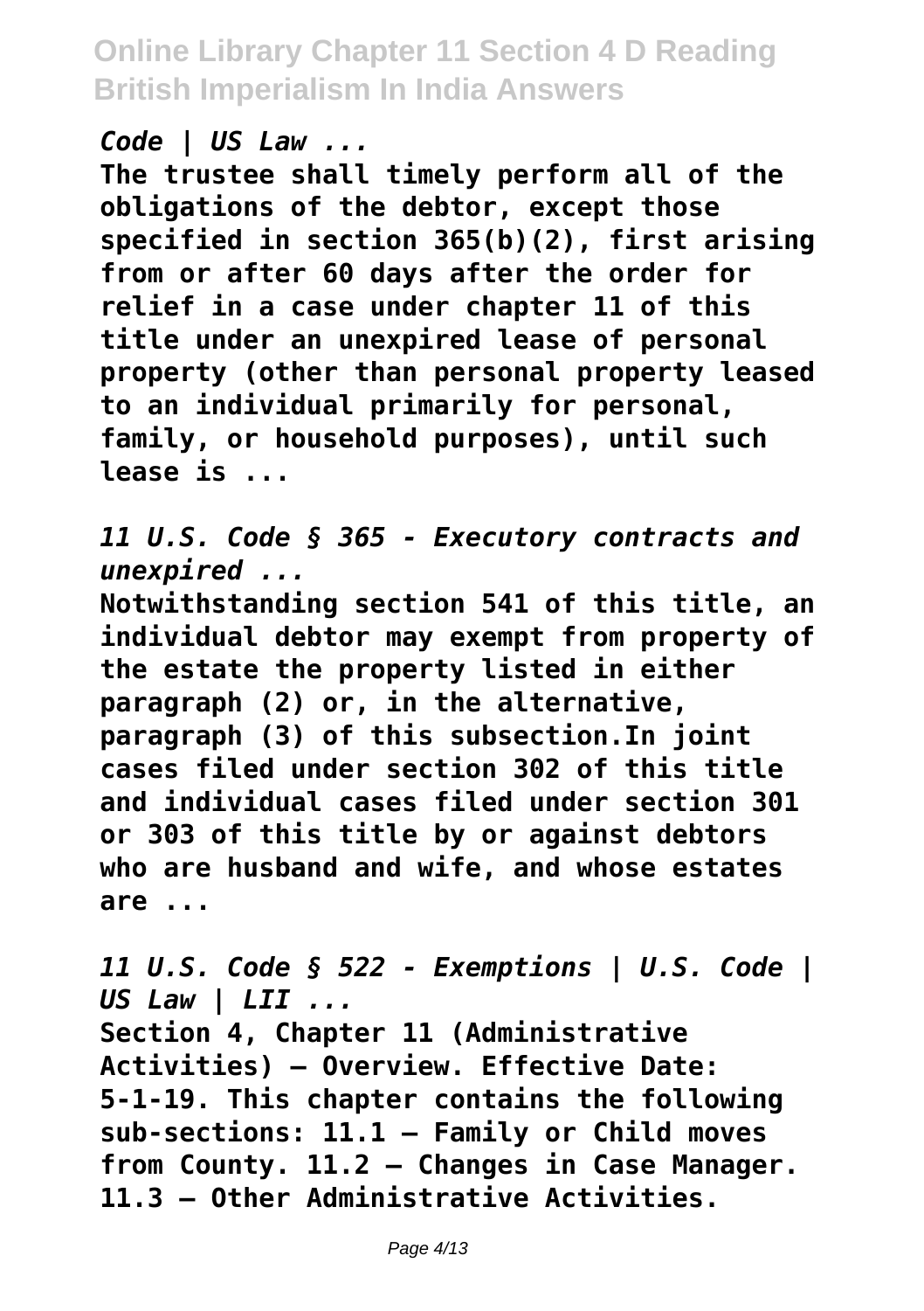*Code | US Law ...*

**The trustee shall timely perform all of the obligations of the debtor, except those specified in section 365(b)(2), first arising from or after 60 days after the order for relief in a case under chapter 11 of this title under an unexpired lease of personal property (other than personal property leased to an individual primarily for personal, family, or household purposes), until such lease is ...**

*11 U.S. Code § 365 - Executory contracts and unexpired ...*

**Notwithstanding section 541 of this title, an individual debtor may exempt from property of the estate the property listed in either paragraph (2) or, in the alternative, paragraph (3) of this subsection.In joint cases filed under section 302 of this title and individual cases filed under section 301 or 303 of this title by or against debtors who are husband and wife, and whose estates are ...**

*11 U.S. Code § 522 - Exemptions | U.S. Code | US Law | LII ...*

**Section 4, Chapter 11 (Administrative Activities) – Overview. Effective Date: 5-1-19. This chapter contains the following sub-sections: 11.1 – Family or Child moves from County. 11.2 – Changes in Case Manager. 11.3 – Other Administrative Activities.**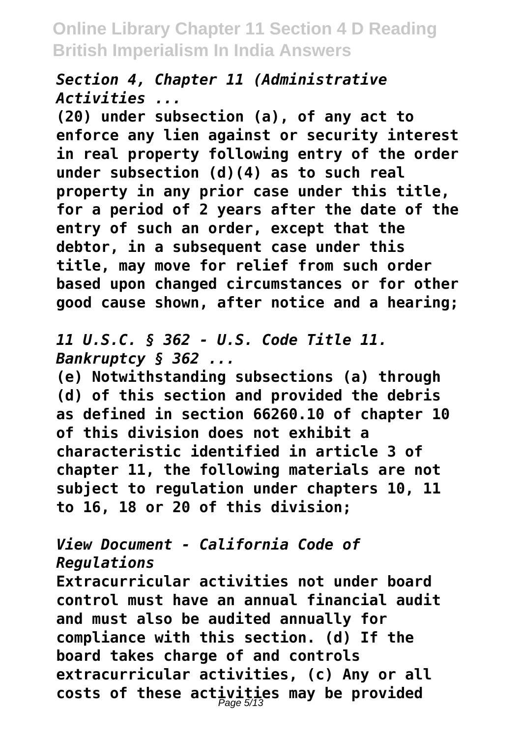*Section 4, Chapter 11 (Administrative Activities ...*

**(20) under subsection (a), of any act to enforce any lien against or security interest in real property following entry of the order under subsection (d)(4) as to such real property in any prior case under this title, for a period of 2 years after the date of the entry of such an order, except that the debtor, in a subsequent case under this title, may move for relief from such order based upon changed circumstances or for other good cause shown, after notice and a hearing;**

*11 U.S.C. § 362 - U.S. Code Title 11. Bankruptcy § 362 ...*

**(e) Notwithstanding subsections (a) through (d) of this section and provided the debris as defined in section 66260.10 of chapter 10 of this division does not exhibit a characteristic identified in article 3 of chapter 11, the following materials are not subject to regulation under chapters 10, 11 to 16, 18 or 20 of this division;**

*View Document - California Code of Regulations*

**Extracurricular activities not under board control must have an annual financial audit and must also be audited annually for compliance with this section. (d) If the board takes charge of and controls extracurricular activities, (c) Any or all costs of these activities may be provided**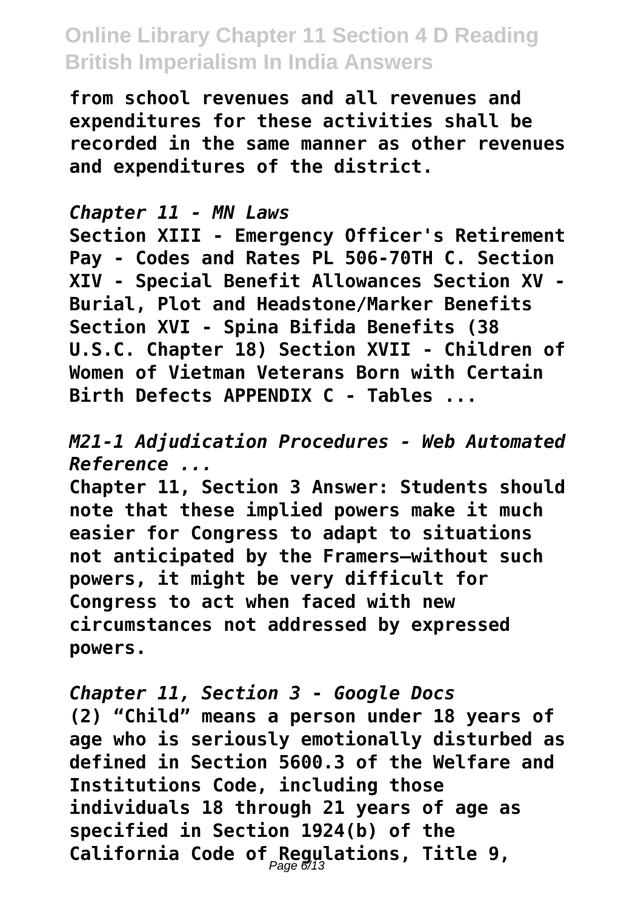**from school revenues and all revenues and expenditures for these activities shall be recorded in the same manner as other revenues and expenditures of the district.**

*Chapter 11 - MN Laws*

**Section XIII - Emergency Officer's Retirement Pay - Codes and Rates PL 506-70TH C. Section XIV - Special Benefit Allowances Section XV - Burial, Plot and Headstone/Marker Benefits Section XVI - Spina Bifida Benefits (38 U.S.C. Chapter 18) Section XVII - Children of Women of Vietman Veterans Born with Certain Birth Defects APPENDIX C - Tables ...**

*M21-1 Adjudication Procedures - Web Automated Reference ...*

**Chapter 11, Section 3 Answer: Students should note that these implied powers make it much easier for Congress to adapt to situations not anticipated by the Framers—without such powers, it might be very difficult for Congress to act when faced with new circumstances not addressed by expressed powers.**

*Chapter 11, Section 3 - Google Docs*

**(2) "Child" means a person under 18 years of age who is seriously emotionally disturbed as defined in Section 5600.3 of the Welfare and Institutions Code, including those individuals 18 through 21 years of age as specified in Section 1924(b) of the California Code of Regulations, Title 9,**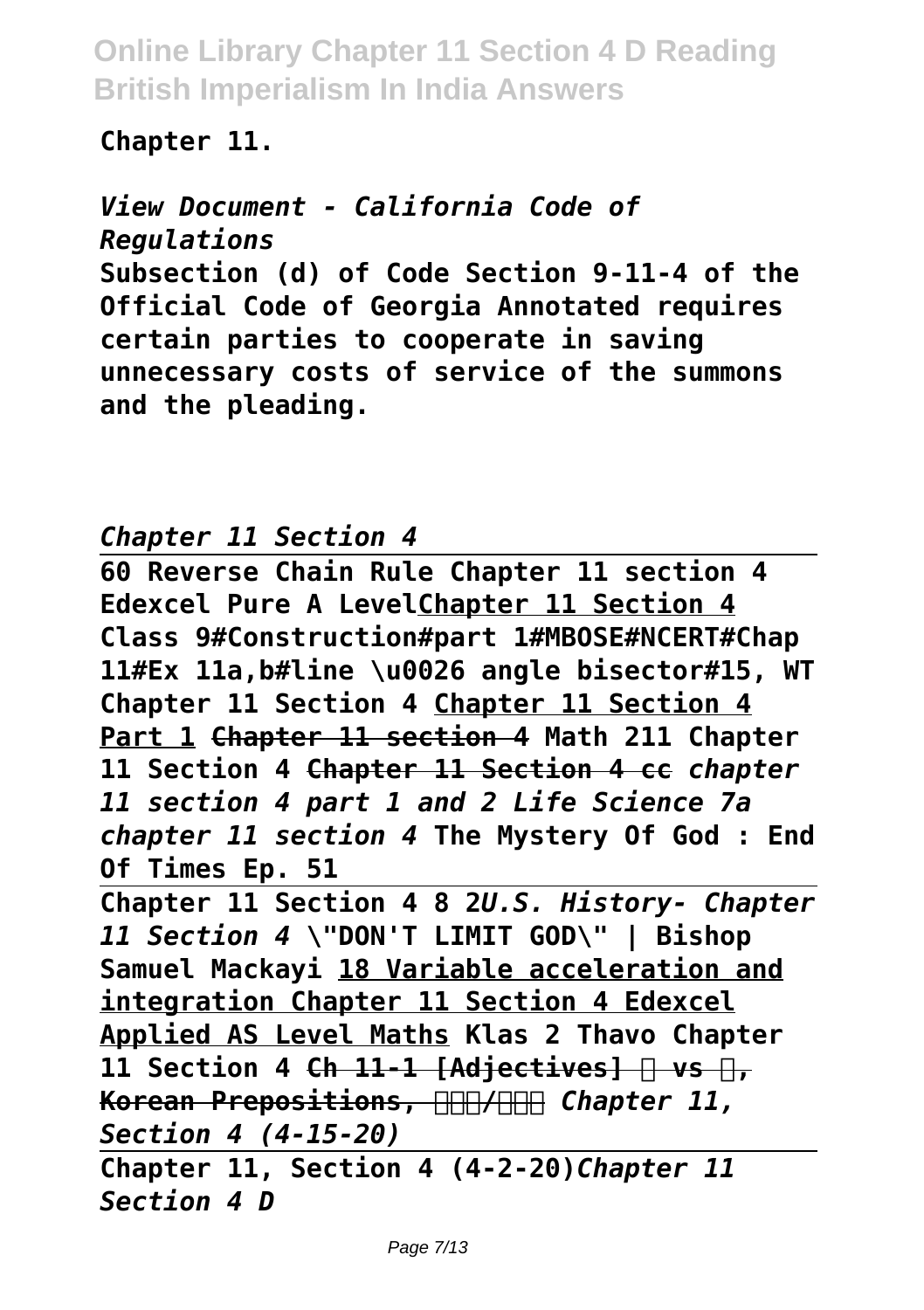**Chapter 11.**

*View Document - California Code of Regulations*

**Subsection (d) of Code Section 9-11-4 of the Official Code of Georgia Annotated requires certain parties to cooperate in saving unnecessary costs of service of the summons and the pleading.**

*Chapter 11 Section 4*

**60 Reverse Chain Rule Chapter 11 section 4 Edexcel Pure A Level** **Chapter 11 Section 4** **Class 9#Construction#part 1#MBOSE#NCERT#Chap 11#Ex 11a,b#line \u0026 angle bisector#15, WT** **Chapter 11 Section 4** **Chapter 11 Section 4 Part 1** ~~**Chapter 11 section 4**~~ **Math 211 Chapter 11 Section 4** ~~**Chapter 11 Section 4 cc**~~ ***chapter 11 section 4 part 1 and 2*** ***Life Science 7a chapter 11 section 4*** **The Mystery Of God : End Of Times Ep. 51**

**Chapter 11 Section 4 8 2** ***U.S. History- Chapter 11 Section 4*** **\"DON'T LIMIT GOD\" | Bishop Samuel Mackayi** **18 Variable acceleration and integration Chapter 11 Section 4 Edexcel Applied AS Level Maths** **Klas 2 Thavo Chapter 11 Section 4** ~~**Ch 11-1 [Adjectives] 에 vs 에서, Korean Prepositions, 안에서/밖에서**~~ ***Chapter 11, Section 4 (4-15-20)***

**Chapter 11, Section 4 (4-2-20)** ***Chapter 11 Section 4 D***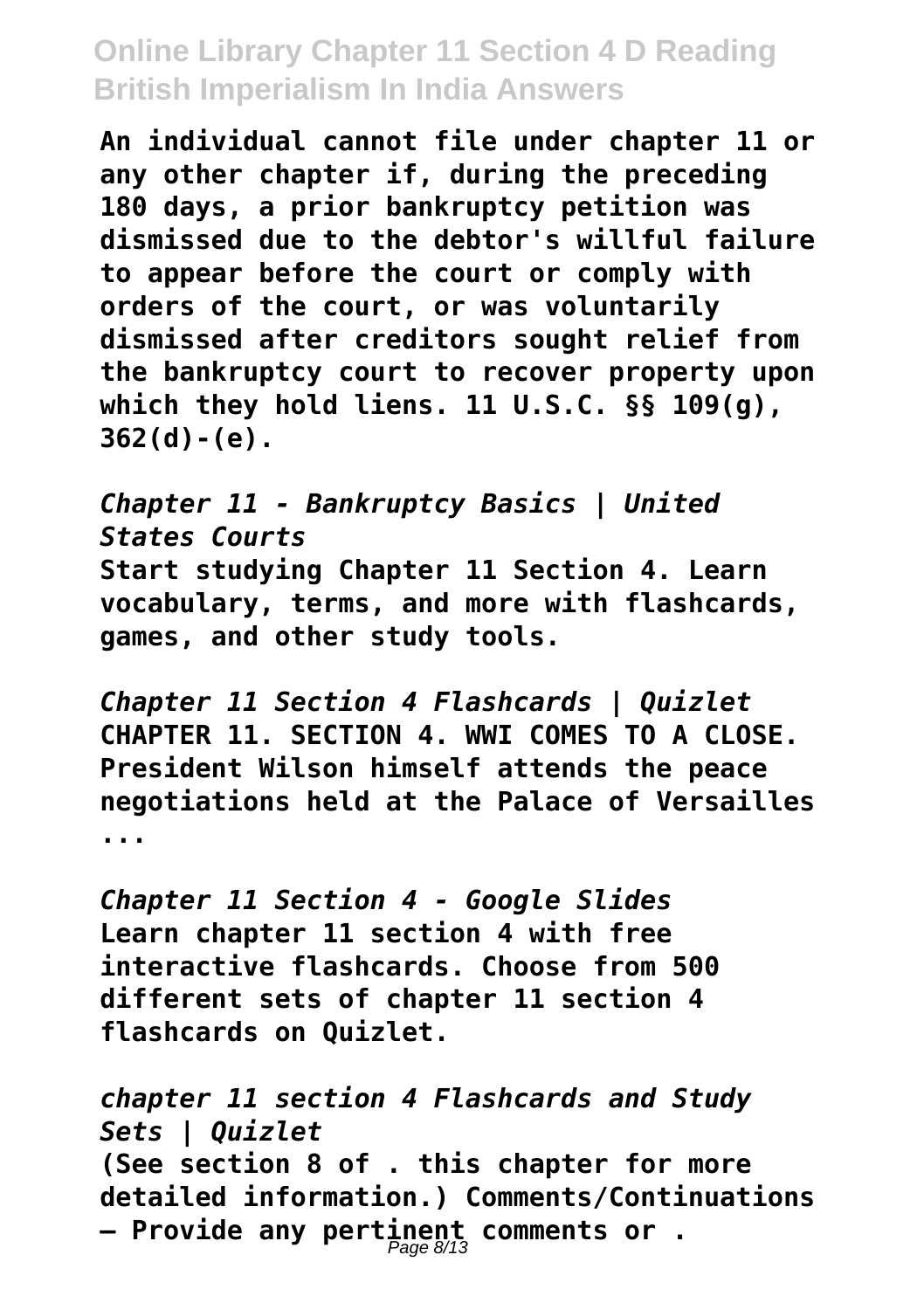**An individual cannot file under chapter 11 or any other chapter if, during the preceding 180 days, a prior bankruptcy petition was dismissed due to the debtor's willful failure to appear before the court or comply with orders of the court, or was voluntarily dismissed after creditors sought relief from the bankruptcy court to recover property upon which they hold liens. 11 U.S.C. §§ 109(g), 362(d)-(e).**

***Chapter 11 - Bankruptcy Basics | United States Courts***

**Start studying Chapter 11 Section 4. Learn vocabulary, terms, and more with flashcards, games, and other study tools.**

***Chapter 11 Section 4 Flashcards | Quizlet***

**CHAPTER 11. SECTION 4. WWI COMES TO A CLOSE. President Wilson himself attends the peace negotiations held at the Palace of Versailles ...**

***Chapter 11 Section 4 - Google Slides***

**Learn chapter 11 section 4 with free interactive flashcards. Choose from 500 different sets of chapter 11 section 4 flashcards on Quizlet.**

***chapter 11 section 4 Flashcards and Study Sets | Quizlet***

**(See section 8 of . this chapter for more detailed information.) Comments/Continuations – Provide any pertinent comments or .**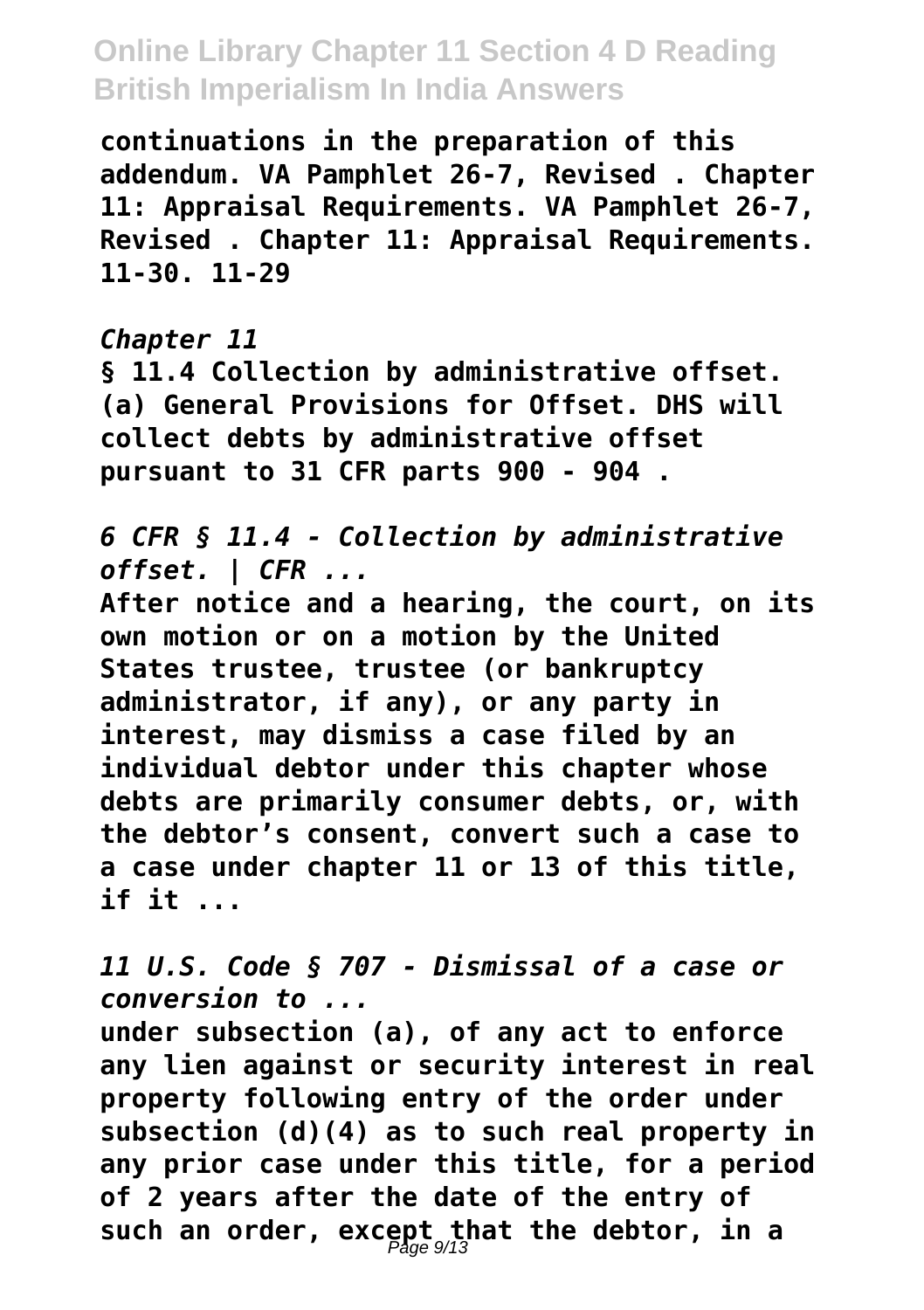**continuations in the preparation of this addendum. VA Pamphlet 26-7, Revised . Chapter 11: Appraisal Requirements. VA Pamphlet 26-7, Revised . Chapter 11: Appraisal Requirements. 11-30. 11-29**

*Chapter 11*

**§ 11.4 Collection by administrative offset. (a) General Provisions for Offset. DHS will collect debts by administrative offset pursuant to 31 CFR parts 900 - 904 .**

*6 CFR § 11.4 - Collection by administrative offset. | CFR ...*

**After notice and a hearing, the court, on its own motion or on a motion by the United States trustee, trustee (or bankruptcy administrator, if any), or any party in interest, may dismiss a case filed by an individual debtor under this chapter whose debts are primarily consumer debts, or, with the debtor's consent, convert such a case to a case under chapter 11 or 13 of this title, if it ...**

*11 U.S. Code § 707 - Dismissal of a case or conversion to ...*

**under subsection (a), of any act to enforce any lien against or security interest in real property following entry of the order under subsection (d)(4) as to such real property in any prior case under this title, for a period of 2 years after the date of the entry of such an order, except that the debtor, in a**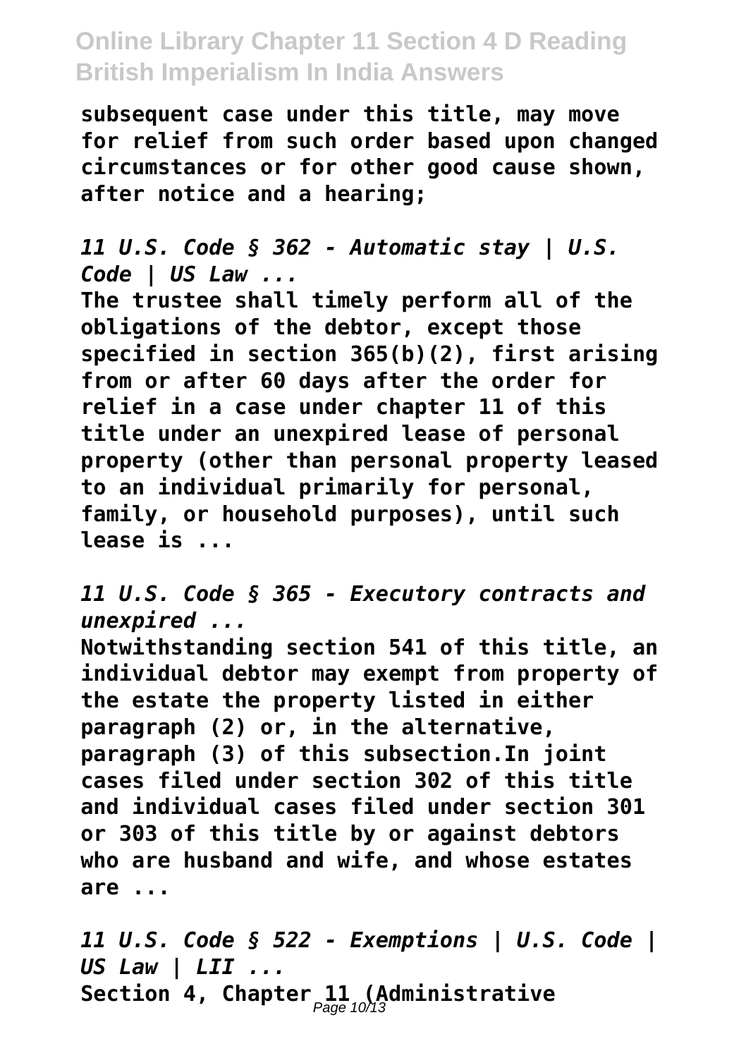**subsequent case under this title, may move for relief from such order based upon changed circumstances or for other good cause shown, after notice and a hearing;**

***11 U.S. Code § 362 - Automatic stay | U.S. Code | US Law ...***

**The trustee shall timely perform all of the obligations of the debtor, except those specified in section 365(b)(2), first arising from or after 60 days after the order for relief in a case under chapter 11 of this title under an unexpired lease of personal property (other than personal property leased to an individual primarily for personal, family, or household purposes), until such lease is ...**

***11 U.S. Code § 365 - Executory contracts and unexpired ...***

**Notwithstanding section 541 of this title, an individual debtor may exempt from property of the estate the property listed in either paragraph (2) or, in the alternative, paragraph (3) of this subsection.In joint cases filed under section 302 of this title and individual cases filed under section 301 or 303 of this title by or against debtors who are husband and wife, and whose estates are ...**

***11 U.S. Code § 522 - Exemptions | U.S. Code | US Law | LII ...***

**Section 4, Chapter 11 (Administrative**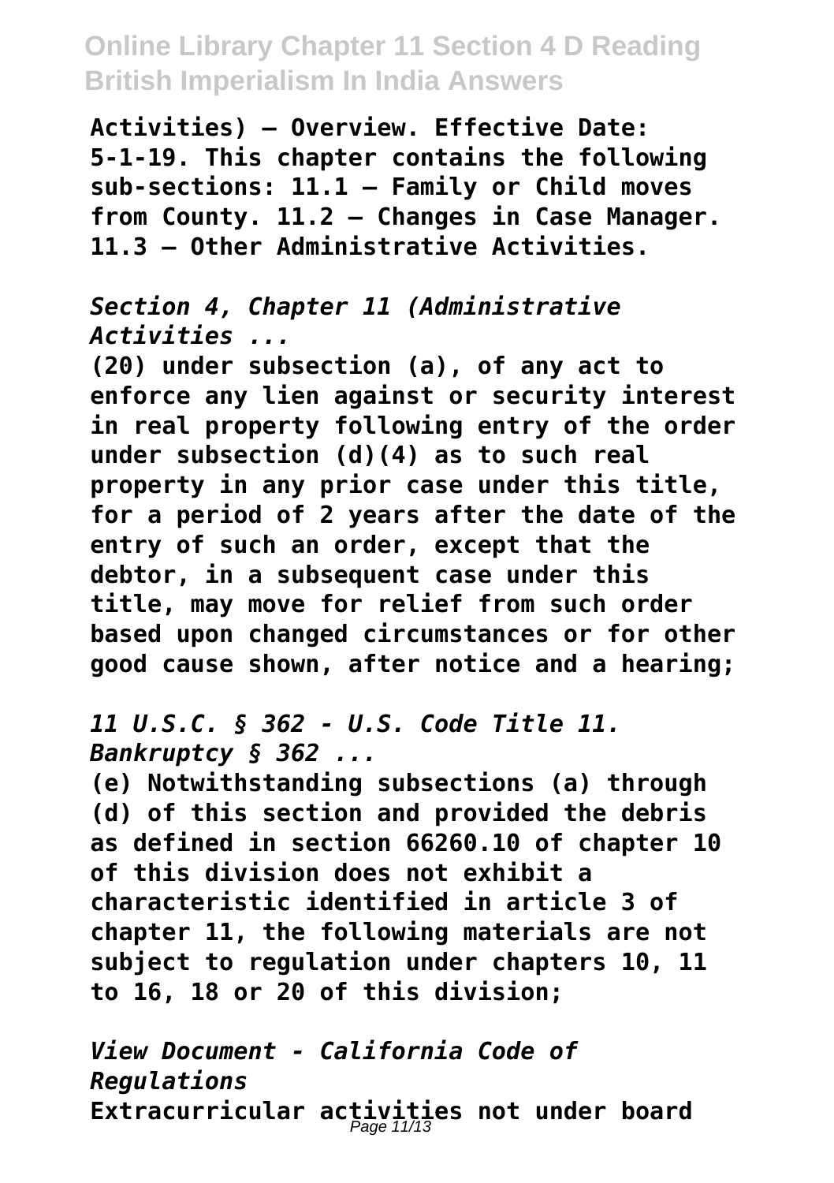**Activities) – Overview. Effective Date: 5-1-19. This chapter contains the following sub-sections: 11.1 – Family or Child moves from County. 11.2 – Changes in Case Manager. 11.3 – Other Administrative Activities.**

*Section 4, Chapter 11 (Administrative Activities ...*

**(20) under subsection (a), of any act to enforce any lien against or security interest in real property following entry of the order under subsection (d)(4) as to such real property in any prior case under this title, for a period of 2 years after the date of the entry of such an order, except that the debtor, in a subsequent case under this title, may move for relief from such order based upon changed circumstances or for other good cause shown, after notice and a hearing;**

*11 U.S.C. § 362 - U.S. Code Title 11. Bankruptcy § 362 ...*

**(e) Notwithstanding subsections (a) through (d) of this section and provided the debris as defined in section 66260.10 of chapter 10 of this division does not exhibit a characteristic identified in article 3 of chapter 11, the following materials are not subject to regulation under chapters 10, 11 to 16, 18 or 20 of this division;**

*View Document - California Code of Regulations*

**Extracurricular activities not under board**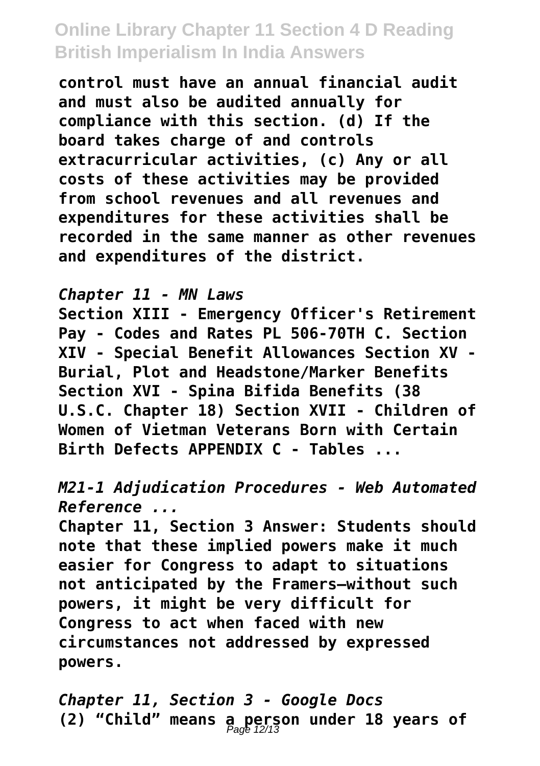**control must have an annual financial audit and must also be audited annually for compliance with this section. (d) If the board takes charge of and controls extracurricular activities, (c) Any or all costs of these activities may be provided from school revenues and all revenues and expenditures for these activities shall be recorded in the same manner as other revenues and expenditures of the district.**

*Chapter 11 - MN Laws*

**Section XIII - Emergency Officer's Retirement Pay - Codes and Rates PL 506-70TH C. Section XIV - Special Benefit Allowances Section XV - Burial, Plot and Headstone/Marker Benefits Section XVI - Spina Bifida Benefits (38 U.S.C. Chapter 18) Section XVII - Children of Women of Vietman Veterans Born with Certain Birth Defects APPENDIX C - Tables ...**

*M21-1 Adjudication Procedures - Web Automated Reference ...*

**Chapter 11, Section 3 Answer: Students should note that these implied powers make it much easier for Congress to adapt to situations not anticipated by the Framers—without such powers, it might be very difficult for Congress to act when faced with new circumstances not addressed by expressed powers.**

*Chapter 11, Section 3 - Google Docs*

**(2) "Child" means a person under 18 years of**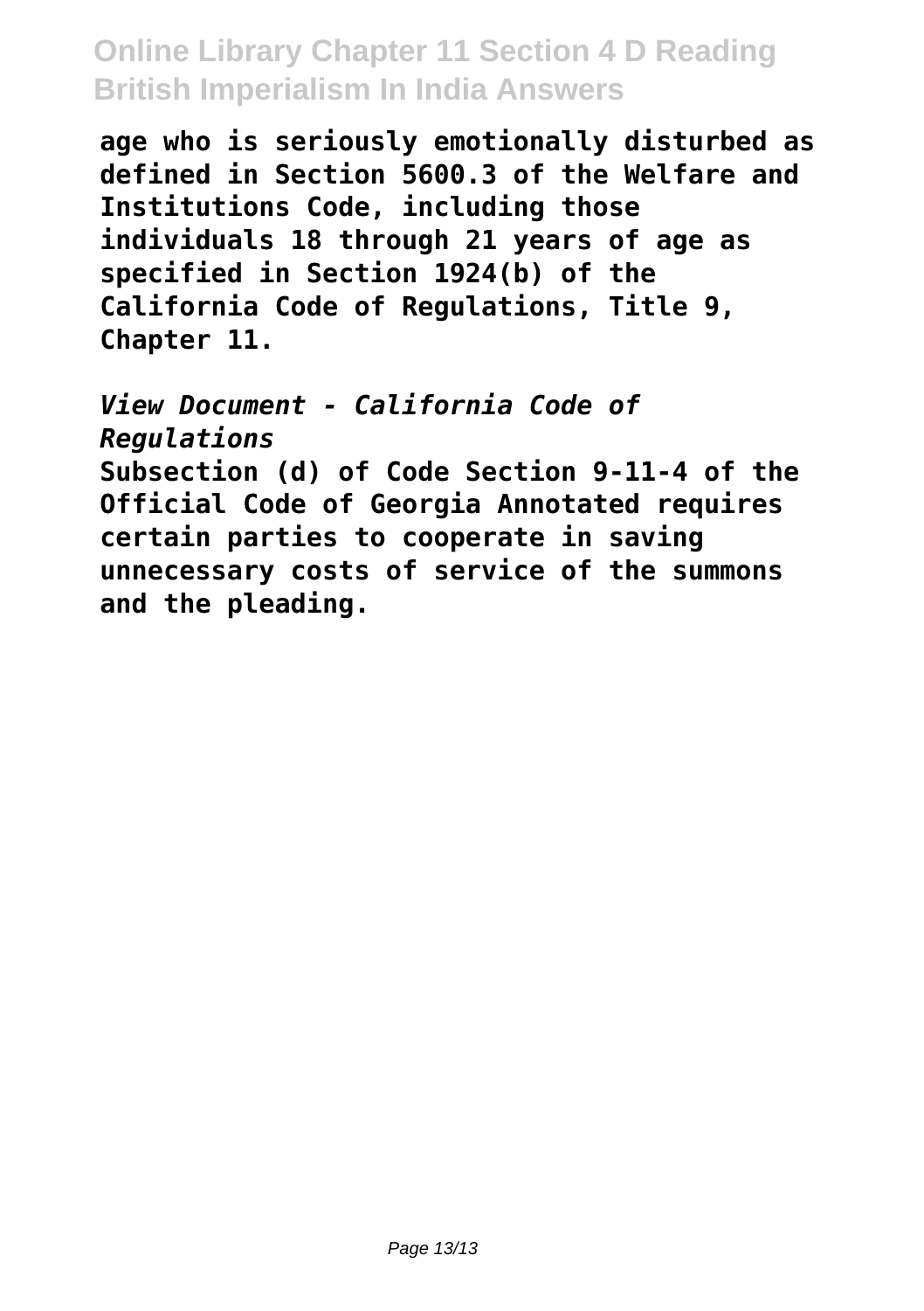**age who is seriously emotionally disturbed as defined in Section 5600.3 of the Welfare and Institutions Code, including those individuals 18 through 21 years of age as specified in Section 1924(b) of the California Code of Regulations, Title 9, Chapter 11.**

***View Document - California Code of Regulations***

**Subsection (d) of Code Section 9-11-4 of the Official Code of Georgia Annotated requires certain parties to cooperate in saving unnecessary costs of service of the summons and the pleading.**